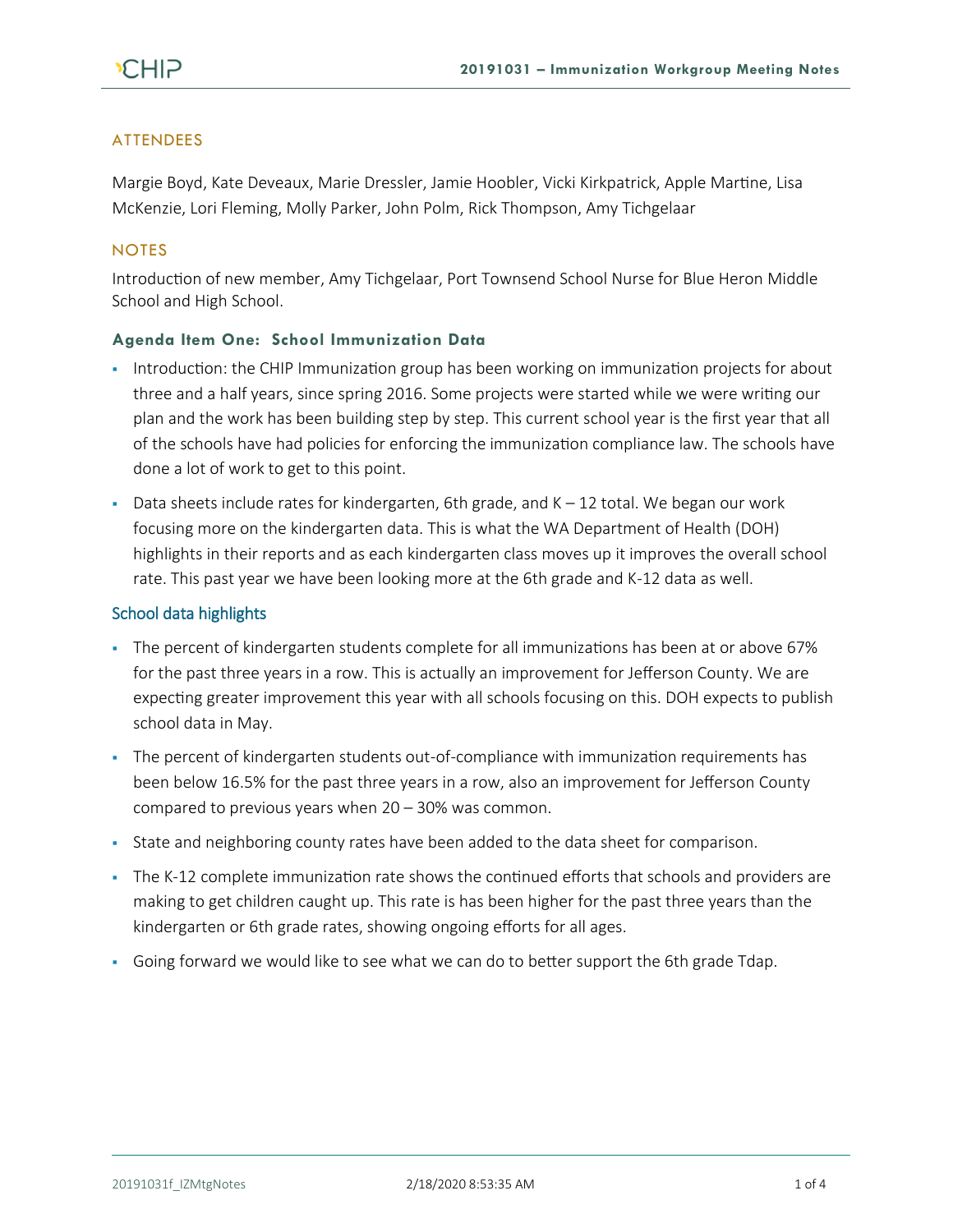## ATTENDEES

Margie Boyd, Kate Deveaux, Marie Dressler, Jamie Hoobler, Vicki Kirkpatrick, Apple Martine, Lisa McKenzie, Lori Fleming, Molly Parker, John Polm, Rick Thompson, Amy Tichgelaar

## NOTES

Introduction of new member, Amy Tichgelaar, Port Townsend School Nurse for Blue Heron Middle School and High School.

### Agenda Item One: School Immunization Data

- Introduction: the CHIP Immunization group has been working on immunization projects for about three and a half years, since spring 2016. Some projects were started while we were writing our plan and the work has been building step by step. This current school year is the first year that all of the schools have had policies for enforcing the immunization compliance law. The schools have done a lot of work to get to this point.
- Data sheets include rates for kindergarten, 6th grade, and K – 12 total. We began our work focusing more on the kindergarten data. This is what the WA Department of Health (DOH) highlights in their reports and as each kindergarten class moves up it improves the overall school rate. This past year we have been looking more at the 6th grade and K-12 data as well.

#### School data highlights

- The percent of kindergarten students complete for all immunizations has been at or above 67% for the past three years in a row. This is actually an improvement for Jefferson County. We are expecting greater improvement this year with all schools focusing on this. DOH expects to publish school data in May.
- The percent of kindergarten students out-of-compliance with immunization requirements has been below 16.5% for the past three years in a row, also an improvement for Jefferson County compared to previous years when 20 – 30% was common.
- State and neighboring county rates have been added to the data sheet for comparison.
- The K-12 complete immunization rate shows the continued efforts that schools and providers are making to get children caught up. This rate is has been higher for the past three years than the kindergarten or 6th grade rates, showing ongoing efforts for all ages.
- Going forward we would like to see what we can do to better support the 6th grade Tdap.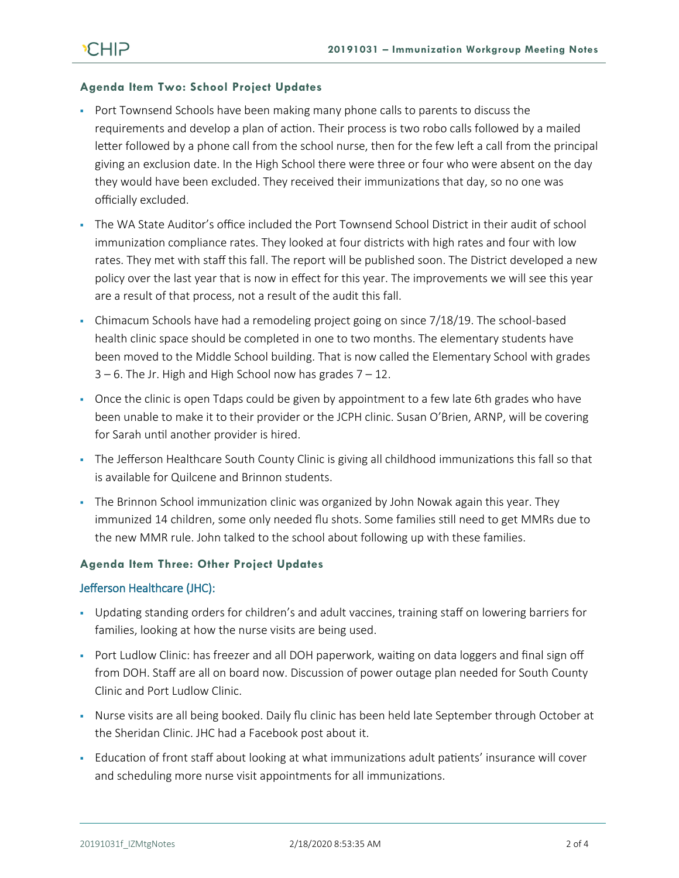### Agenda Item Two: School Project Updates

- Port Townsend Schools have been making many phone calls to parents to discuss the requirements and develop a plan of action. Their process is two robo calls followed by a mailed letter followed by a phone call from the school nurse, then for the few left a call from the principal giving an exclusion date. In the High School there were three or four who were absent on the day they would have been excluded. They received their immunizations that day, so no one was officially excluded.
- The WA State Auditor's office included the Port Townsend School District in their audit of school immunization compliance rates. They looked at four districts with high rates and four with low rates. They met with staff this fall. The report will be published soon. The District developed a new policy over the last year that is now in effect for this year. The improvements we will see this year are a result of that process, not a result of the audit this fall.
- Chimacum Schools have had a remodeling project going on since 7/18/19. The school-based health clinic space should be completed in one to two months. The elementary students have been moved to the Middle School building. That is now called the Elementary School with grades 3 – 6. The Jr. High and High School now has grades 7 – 12.
- Once the clinic is open Tdaps could be given by appointment to a few late 6th grades who have been unable to make it to their provider or the JCPH clinic. Susan O'Brien, ARNP, will be covering for Sarah until another provider is hired.
- The Jefferson Healthcare South County Clinic is giving all childhood immunizations this fall so that is available for Quilcene and Brinnon students.
- The Brinnon School immunization clinic was organized by John Nowak again this year. They immunized 14 children, some only needed flu shots. Some families still need to get MMRs due to the new MMR rule. John talked to the school about following up with these families.

### Agenda Item Three: Other Project Updates

#### Jefferson Healthcare (JHC):

- Updating standing orders for children's and adult vaccines, training staff on lowering barriers for families, looking at how the nurse visits are being used.
- Port Ludlow Clinic: has freezer and all DOH paperwork, waiting on data loggers and final sign off from DOH. Staff are all on board now. Discussion of power outage plan needed for South County Clinic and Port Ludlow Clinic.
- Nurse visits are all being booked. Daily flu clinic has been held late September through October at the Sheridan Clinic. JHC had a Facebook post about it.
- Education of front staff about looking at what immunizations adult patients' insurance will cover and scheduling more nurse visit appointments for all immunizations.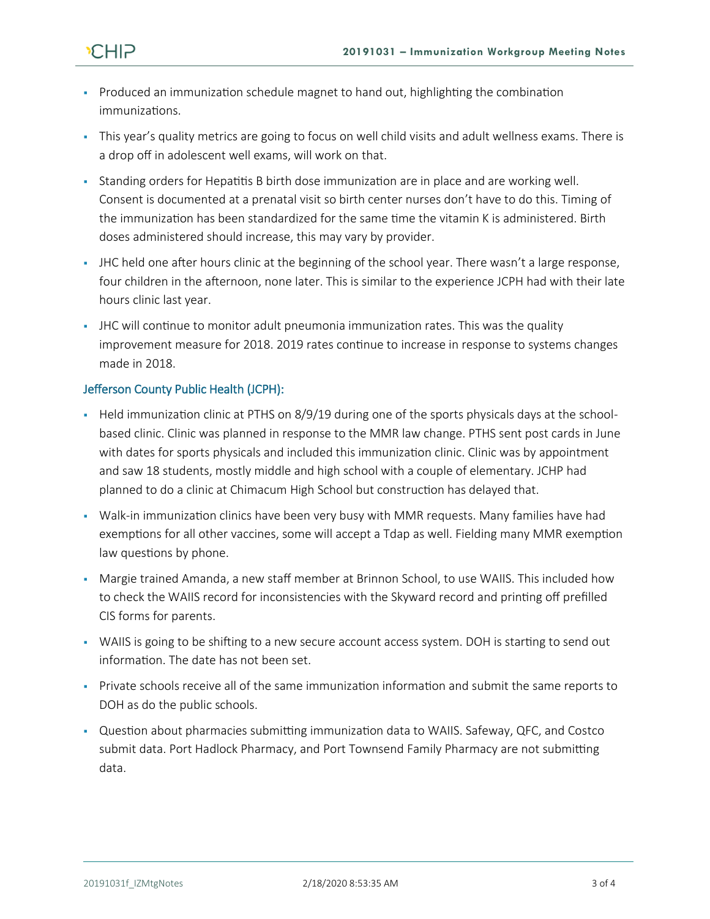- Produced an immunization schedule magnet to hand out, highlighting the combination immunizations.
- This year's quality metrics are going to focus on well child visits and adult wellness exams. There is a drop off in adolescent well exams, will work on that.
- Standing orders for Hepatitis B birth dose immunization are in place and are working well. Consent is documented at a prenatal visit so birth center nurses don't have to do this. Timing of the immunization has been standardized for the same time the vitamin K is administered. Birth doses administered should increase, this may vary by provider.
- JHC held one after hours clinic at the beginning of the school year. There wasn't a large response, four children in the afternoon, none later. This is similar to the experience JCPH had with their late hours clinic last year.
- JHC will continue to monitor adult pneumonia immunization rates. This was the quality improvement measure for 2018. 2019 rates continue to increase in response to systems changes made in 2018.

### Jefferson County Public Health (JCPH):

- Held immunization clinic at PTHS on 8/9/19 during one of the sports physicals days at the school-based clinic. Clinic was planned in response to the MMR law change. PTHS sent post cards in June with dates for sports physicals and included this immunization clinic. Clinic was by appointment and saw 18 students, mostly middle and high school with a couple of elementary. JCHP had planned to do a clinic at Chimacum High School but construction has delayed that.
- Walk-in immunization clinics have been very busy with MMR requests. Many families have had exemptions for all other vaccines, some will accept a Tdap as well. Fielding many MMR exemption law questions by phone.
- Margie trained Amanda, a new staff member at Brinnon School, to use WAIIS. This included how to check the WAIIS record for inconsistencies with the Skyward record and printing off prefilled CIS forms for parents.
- WAIIS is going to be shifting to a new secure account access system. DOH is starting to send out information. The date has not been set.
- Private schools receive all of the same immunization information and submit the same reports to DOH as do the public schools.
- Question about pharmacies submitting immunization data to WAIIS. Safeway, QFC, and Costco submit data. Port Hadlock Pharmacy, and Port Townsend Family Pharmacy are not submitting data.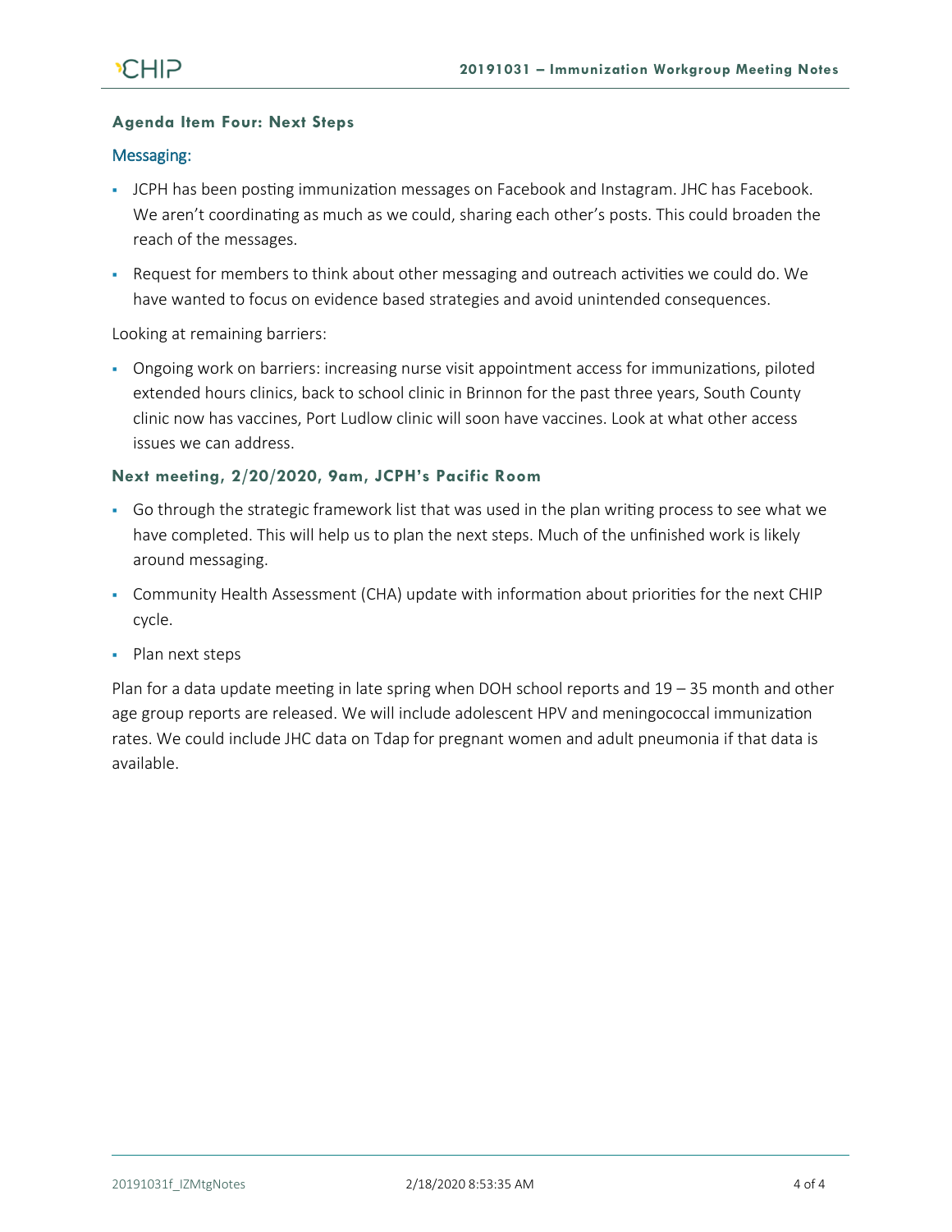### Agenda Item Four: Next Steps

#### Messaging:

- JCPH has been posting immunization messages on Facebook and Instagram. JHC has Facebook. We aren't coordinating as much as we could, sharing each other's posts. This could broaden the reach of the messages.
- Request for members to think about other messaging and outreach activities we could do. We have wanted to focus on evidence based strategies and avoid unintended consequences.

Looking at remaining barriers:

- Ongoing work on barriers: increasing nurse visit appointment access for immunizations, piloted extended hours clinics, back to school clinic in Brinnon for the past three years, South County clinic now has vaccines, Port Ludlow clinic will soon have vaccines. Look at what other access issues we can address.

### Next meeting, 2/20/2020, 9am, JCPH's Pacific Room

- Go through the strategic framework list that was used in the plan writing process to see what we have completed. This will help us to plan the next steps. Much of the unfinished work is likely around messaging.
- Community Health Assessment (CHA) update with information about priorities for the next CHIP cycle.
- Plan next steps

Plan for a data update meeting in late spring when DOH school reports and 19 – 35 month and other age group reports are released. We will include adolescent HPV and meningococcal immunization rates. We could include JHC data on Tdap for pregnant women and adult pneumonia if that data is available.